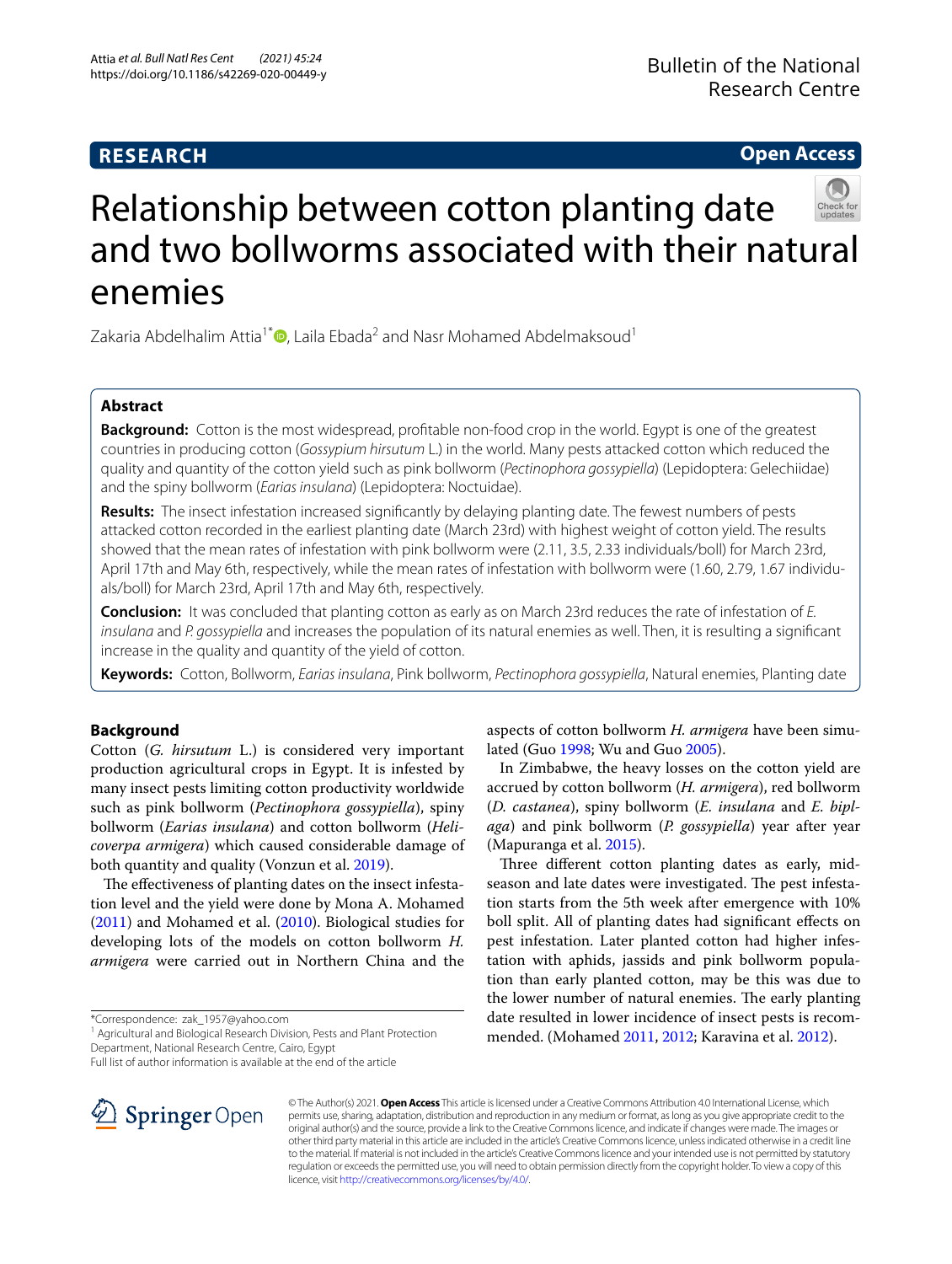**RESEARCH** **Open Access**

# Relationship between cotton planting date and two bollworms associated with their natural enemies

Zakaria Abdelhalim Attia[1*], Laila Ebada[2] and Nasr Mohamed Abdelmaksoud[1]

## Abstract

**Background:** Cotton is the most widespread, profitable non-food crop in the world. Egypt is one of the greatest countries in producing cotton (*Gossypium hirsutum* L.) in the world. Many pests attacked cotton which reduced the quality and quantity of the cotton yield such as pink bollworm (*Pectinophora gossypiella*) (Lepidoptera: Gelechiidae) and the spiny bollworm (*Earias insulana*) (Lepidoptera: Noctuidae).

**Results:** The insect infestation increased significantly by delaying planting date. The fewest numbers of pests attacked cotton recorded in the earliest planting date (March 23rd) with highest weight of cotton yield. The results showed that the mean rates of infestation with pink bollworm were (2.11, 3.5, 2.33 individuals/boll) for March 23rd, April 17th and May 6th, respectively, while the mean rates of infestation with bollworm were (1.60, 2.79, 1.67 individuals/boll) for March 23rd, April 17th and May 6th, respectively.

**Conclusion:** It was concluded that planting cotton as early as on March 23rd reduces the rate of infestation of *E. insulana* and *P. gossypiella* and increases the population of its natural enemies as well. Then, it is resulting a significant increase in the quality and quantity of the yield of cotton.

**Keywords:** Cotton, Bollworm, *Earias insulana*, Pink bollworm, *Pectinophora gossypiella*, Natural enemies, Planting date

## Background

Cotton (*G. hirsutum* L.) is considered very important production agricultural crops in Egypt. It is infested by many insect pests limiting cotton productivity worldwide such as pink bollworm (*Pectinophora gossypiella*), spiny bollworm (*Earias insulana*) and cotton bollworm (*Helicoverpa armigera*) which caused considerable damage of both quantity and quality (Vonzun et al. 2019).

The effectiveness of planting dates on the insect infestation level and the yield were done by Mona A. Mohamed (2011) and Mohamed et al. (2010). Biological studies for developing lots of the models on cotton bollworm *H. armigera* were carried out in Northern China and the aspects of cotton bollworm *H. armigera* have been simulated (Guo 1998; Wu and Guo 2005).

In Zimbabwe, the heavy losses on the cotton yield are accrued by cotton bollworm (*H. armigera*), red bollworm (*D. castanea*), spiny bollworm (*E. insulana* and *E. biplaga*) and pink bollworm (*P. gossypiella*) year after year (Mapuranga et al. 2015).

Three different cotton planting dates as early, mid-season and late dates were investigated. The pest infestation starts from the 5th week after emergence with 10% boll split. All of planting dates had significant effects on pest infestation. Later planted cotton had higher infestation with aphids, jassids and pink bollworm population than early planted cotton, may be this was due to the lower number of natural enemies. The early planting date resulted in lower incidence of insect pests is recommended. (Mohamed 2011, 2012; Karavina et al. 2012).

*Correspondence: zak_1957@yahoo.com
[1] Agricultural and Biological Research Division, Pests and Plant Protection Department, National Research Centre, Cairo, Egypt
Full list of author information is available at the end of the article

© The Author(s) 2021. **Open Access** This article is licensed under a Creative Commons Attribution 4.0 International License, which permits use, sharing, adaptation, distribution and reproduction in any medium or format, as long as you give appropriate credit to the original author(s) and the source, provide a link to the Creative Commons licence, and indicate if changes were made. The images or other third party material in this article are included in the article's Creative Commons licence, unless indicated otherwise in a credit line to the material. If material is not included in the article's Creative Commons licence and your intended use is not permitted by statutory regulation or exceeds the permitted use, you will need to obtain permission directly from the copyright holder. To view a copy of this licence, visit http://creativecommons.org/licenses/by/4.0/.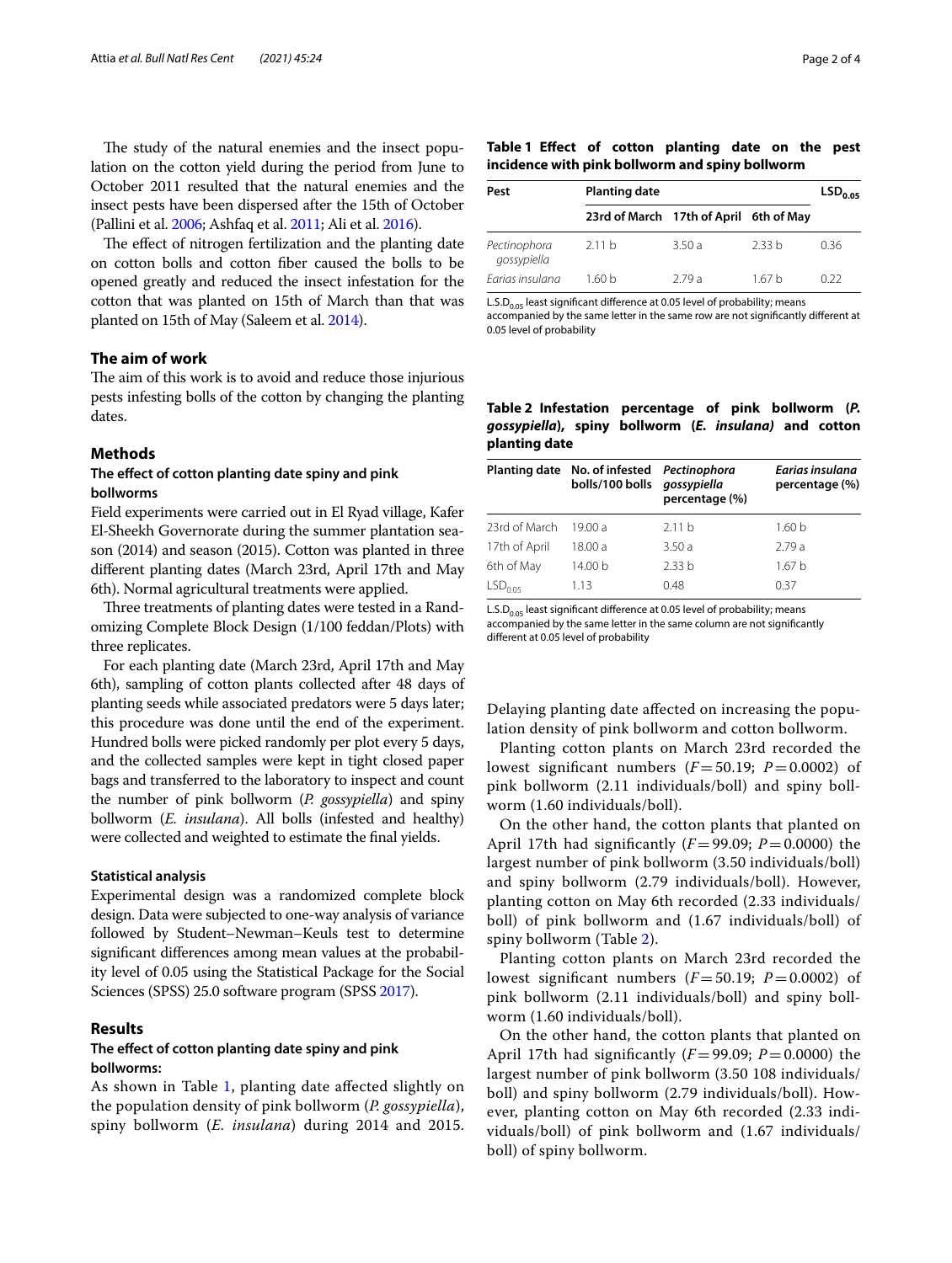The study of the natural enemies and the insect population on the cotton yield during the period from June to October 2011 resulted that the natural enemies and the insect pests have been dispersed after the 15th of October (Pallini et al. 2006; Ashfaq et al. 2011; Ali et al. 2016).

The effect of nitrogen fertilization and the planting date on cotton bolls and cotton fiber caused the bolls to be opened greatly and reduced the insect infestation for the cotton that was planted on 15th of March than that was planted on 15th of May (Saleem et al. 2014).

## The aim of work

The aim of this work is to avoid and reduce those injurious pests infesting bolls of the cotton by changing the planting dates.

## Methods

### The effect of cotton planting date spiny and pink bollworms

Field experiments were carried out in El Ryad village, Kafer El-Sheekh Governorate during the summer plantation season (2014) and season (2015). Cotton was planted in three different planting dates (March 23rd, April 17th and May 6th). Normal agricultural treatments were applied.

Three treatments of planting dates were tested in a Randomizing Complete Block Design (1/100 feddan/Plots) with three replicates.

For each planting date (March 23rd, April 17th and May 6th), sampling of cotton plants collected after 48 days of planting seeds while associated predators were 5 days later; this procedure was done until the end of the experiment. Hundred bolls were picked randomly per plot every 5 days, and the collected samples were kept in tight closed paper bags and transferred to the laboratory to inspect and count the number of pink bollworm (*P. gossypiella*) and spiny bollworm (*E. insulana*). All bolls (infested and healthy) were collected and weighted to estimate the final yields.

#### Statistical analysis

Experimental design was a randomized complete block design. Data were subjected to one-way analysis of variance followed by Student–Newman–Keuls test to determine significant differences among mean values at the probability level of 0.05 using the Statistical Package for the Social Sciences (SPSS) 25.0 software program (SPSS 2017).

## Results

### The effect of cotton planting date spiny and pink bollworms:

As shown in Table 1, planting date affected slightly on the population density of pink bollworm (*P. gossypiella*), spiny bollworm (*E. insulana*) during 2014 and 2015. Delaying planting date affected on increasing the population density of pink bollworm and cotton bollworm.

**Table 1 Effect of cotton planting date on the pest incidence with pink bollworm and spiny bollworm**

| Pest | Planting date | | | $LSD_{0.05}$ |
|---|---|---|---|---|
| | 23rd of March | 17th of April | 6th of May | |
| *Pectinophora gossypiella* | 2.11 b | 3.50 a | 2.33 b | 0.36 |
| *Earias insulana* | 1.60 b | 2.79 a | 1.67 b | 0.22 |

$L.S.D_{0.05}$ least significant difference at 0.05 level of probability; means accompanied by the same letter in the same row are not significantly different at 0.05 level of probability

**Table 2 Infestation percentage of pink bollworm (*P. gossypiella*), spiny bollworm (*E. insulana*) and cotton planting date**

| Planting date | No. of infested bolls/100 bolls | *Pectinophora gossypiella* percentage (%) | *Earias insulana* percentage (%) |
|---|---|---|---|
| 23rd of March | 19.00 a | 2.11 b | 1.60 b |
| 17th of April | 18.00 a | 3.50 a | 2.79 a |
| 6th of May | 14.00 b | 2.33 b | 1.67 b |
| $LSD_{0.05}$ | 1.13 | 0.48 | 0.37 |

$L.S.D_{0.05}$ least significant difference at 0.05 level of probability; means accompanied by the same letter in the same column are not significantly different at 0.05 level of probability

Planting cotton plants on March 23rd recorded the lowest significant numbers ($F = 50.19$; $P = 0.0002$) of pink bollworm (2.11 individuals/boll) and spiny bollworm (1.60 individuals/boll).

On the other hand, the cotton plants that planted on April 17th had significantly ($F = 99.09$; $P = 0.0000$) the largest number of pink bollworm (3.50 individuals/boll) and spiny bollworm (2.79 individuals/boll). However, planting cotton on May 6th recorded (2.33 individuals/boll) of pink bollworm and (1.67 individuals/boll) of spiny bollworm (Table 2).

Planting cotton plants on March 23rd recorded the lowest significant numbers ($F = 50.19$; $P = 0.0002$) of pink bollworm (2.11 individuals/boll) and spiny bollworm (1.60 individuals/boll).

On the other hand, the cotton plants that planted on April 17th had significantly ($F = 99.09$; $P = 0.0000$) the largest number of pink bollworm (3.50 108 individuals/boll) and spiny bollworm (2.79 individuals/boll). However, planting cotton on May 6th recorded (2.33 individuals/boll) of pink bollworm and (1.67 individuals/boll) of spiny bollworm.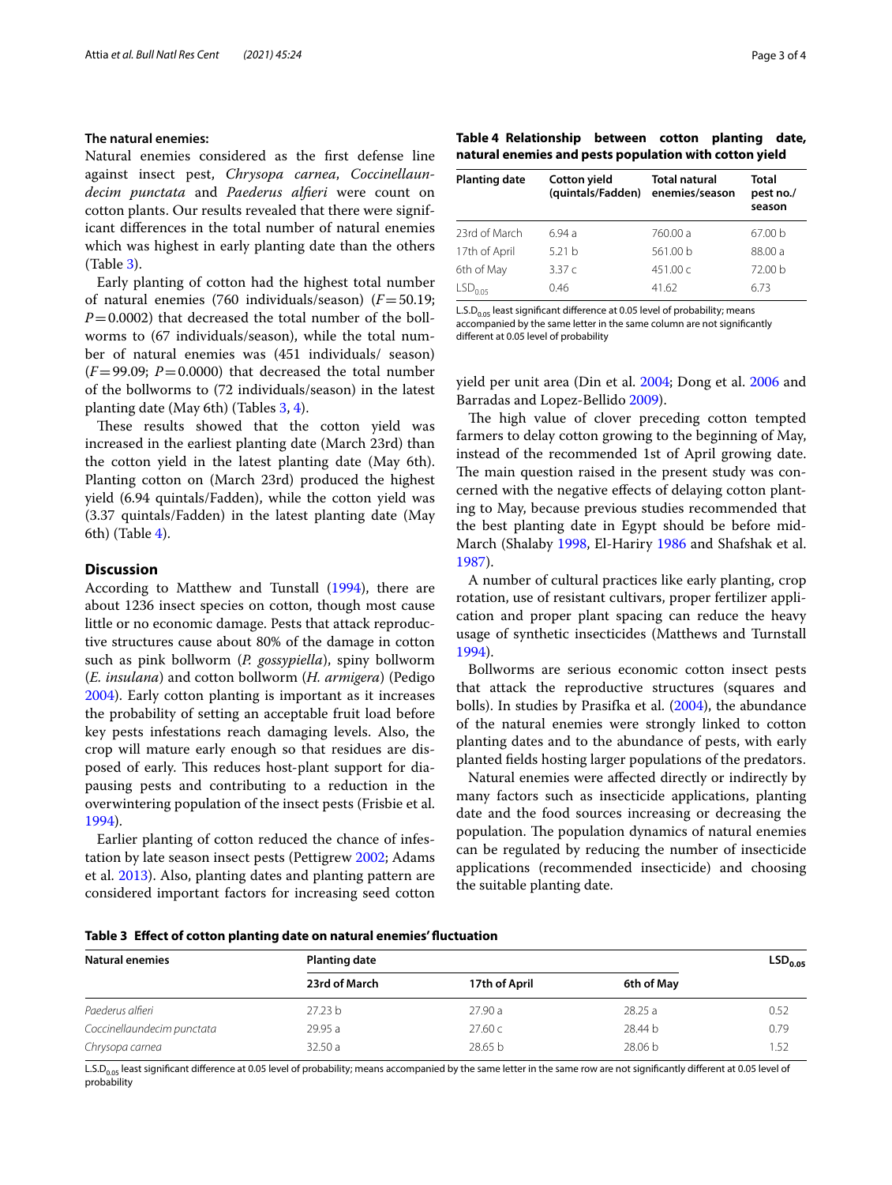**The natural enemies:**

Natural enemies considered as the first defense line against insect pest, *Chrysopa carnea*, *Coccinellaundecim punctata* and *Paederus alfieri* were count on cotton plants. Our results revealed that there were significant differences in the total number of natural enemies which was highest in early planting date than the others (Table 3).

Early planting of cotton had the highest total number of natural enemies (760 individuals/season) ($F=50.19$; $P=0.0002$) that decreased the total number of the bollworms to (67 individuals/season), while the total number of natural enemies was (451 individuals/ season) ($F=99.09$; $P=0.0000$) that decreased the total number of the bollworms to (72 individuals/season) in the latest planting date (May 6th) (Tables 3, 4).

These results showed that the cotton yield was increased in the earliest planting date (March 23rd) than the cotton yield in the latest planting date (May 6th). Planting cotton on (March 23rd) produced the highest yield (6.94 quintals/Fadden), while the cotton yield was (3.37 quintals/Fadden) in the latest planting date (May 6th) (Table 4).

**Table 4 Relationship between cotton planting date, natural enemies and pests population with cotton yield**

| Planting date | Cotton yield (quintals/Fadden) | Total natural enemies/season | Total pest no./season |
|---|---|---|---|
| 23rd of March | 6.94 a | 760.00 a | 67.00 b |
| 17th of April | 5.21 b | 561.00 b | 88.00 a |
| 6th of May | 3.37 c | 451.00 c | 72.00 b |
| $LSD_{0.05}$ | 0.46 | 41.62 | 6.73 |

$L.S.D_{0.05}$ least significant difference at 0.05 level of probability; means accompanied by the same letter in the same column are not significantly different at 0.05 level of probability

## Discussion

According to Matthew and Tunstall (1994), there are about 1236 insect species on cotton, though most cause little or no economic damage. Pests that attack reproductive structures cause about 80% of the damage in cotton such as pink bollworm (*P. gossypiella*), spiny bollworm (*E. insulana*) and cotton bollworm (*H. armigera*) (Pedigo 2004). Early cotton planting is important as it increases the probability of setting an acceptable fruit load before key pests infestations reach damaging levels. Also, the crop will mature early enough so that residues are disposed of early. This reduces host-plant support for diapausing pests and contributing to a reduction in the overwintering population of the insect pests (Frisbie et al. 1994).

Earlier planting of cotton reduced the chance of infestation by late season insect pests (Pettigrew 2002; Adams et al. 2013). Also, planting dates and planting pattern are considered important factors for increasing seed cotton yield per unit area (Din et al. 2004; Dong et al. 2006 and Barradas and Lopez-Bellido 2009).

The high value of clover preceding cotton tempted farmers to delay cotton growing to the beginning of May, instead of the recommended 1st of April growing date. The main question raised in the present study was concerned with the negative effects of delaying cotton planting to May, because previous studies recommended that the best planting date in Egypt should be before mid-March (Shalaby 1998, El-Hariry 1986 and Shafshak et al. 1987).

A number of cultural practices like early planting, crop rotation, use of resistant cultivars, proper fertilizer application and proper plant spacing can reduce the heavy usage of synthetic insecticides (Matthews and Turnstall 1994).

Bollworms are serious economic cotton insect pests that attack the reproductive structures (squares and bolls). In studies by Prasifka et al. (2004), the abundance of the natural enemies were strongly linked to cotton planting dates and to the abundance of pests, with early planted fields hosting larger populations of the predators.

Natural enemies were affected directly or indirectly by many factors such as insecticide applications, planting date and the food sources increasing or decreasing the population. The population dynamics of natural enemies can be regulated by reducing the number of insecticide applications (recommended insecticide) and choosing the suitable planting date.

**Table 3 Effect of cotton planting date on natural enemies' fluctuation**

| Natural enemies | Planting date | | | $LSD_{0.05}$ |
|---|---|---|---|---|
| | 23rd of March | 17th of April | 6th of May | |
| *Paederus alfieri* | 27.23 b | 27.90 a | 28.25 a | 0.52 |
| *Coccinellaundecim punctata* | 29.95 a | 27.60 c | 28.44 b | 0.79 |
| *Chrysopa carnea* | 32.50 a | 28.65 b | 28.06 b | 1.52 |

$L.S.D_{0.05}$ least significant difference at 0.05 level of probability; means accompanied by the same letter in the same row are not significantly different at 0.05 level of probability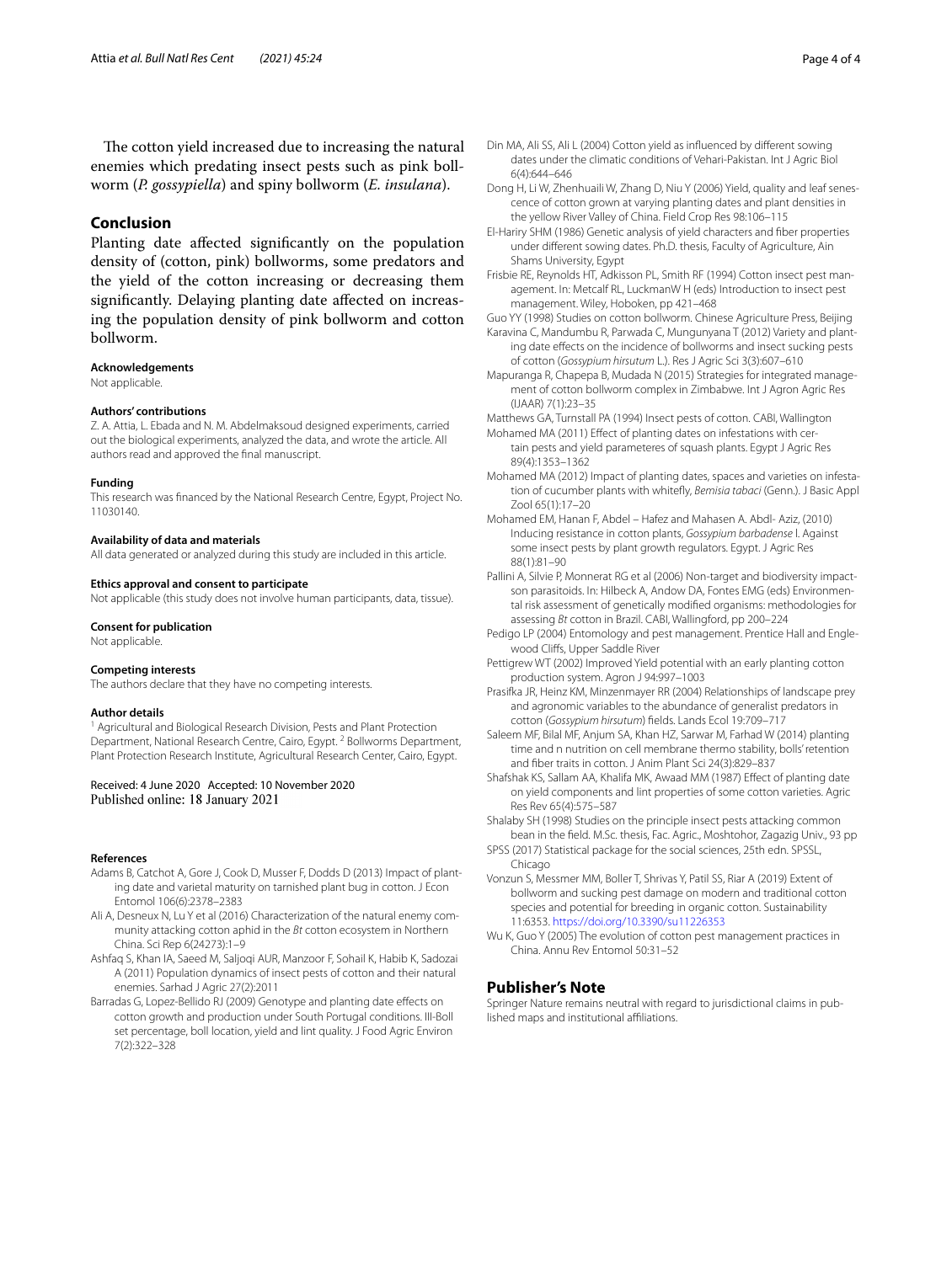The cotton yield increased due to increasing the natural enemies which predating insect pests such as pink bollworm (*P. gossypiella*) and spiny bollworm (*E. insulana*).

## Conclusion

Planting date affected significantly on the population density of (cotton, pink) bollworms, some predators and the yield of the cotton increasing or decreasing them significantly. Delaying planting date affected on increasing the population density of pink bollworm and cotton bollworm.

#### Acknowledgements

Not applicable.

#### Authors' contributions

Z. A. Attia, L. Ebada and N. M. Abdelmaksoud designed experiments, carried out the biological experiments, analyzed the data, and wrote the article. All authors read and approved the final manuscript.

#### Funding

This research was financed by the National Research Centre, Egypt, Project No. 11030140.

#### Availability of data and materials

All data generated or analyzed during this study are included in this article.

#### Ethics approval and consent to participate

Not applicable (this study does not involve human participants, data, tissue).

#### Consent for publication

Not applicable.

#### Competing interests

The authors declare that they have no competing interests.

#### Author details

[1] Agricultural and Biological Research Division, Pests and Plant Protection Department, National Research Centre, Cairo, Egypt. [2] Bollworms Department, Plant Protection Research Institute, Agricultural Research Center, Cairo, Egypt.

Received: 4 June 2020 Accepted: 10 November 2020
Published online: 18 January 2021

#### References

Adams B, Catchot A, Gore J, Cook D, Musser F, Dodds D (2013) Impact of planting date and varietal maturity on tarnished plant bug in cotton. J Econ Entomol 106(6):2378–2383

Ali A, Desneux N, Lu Y et al (2016) Characterization of the natural enemy community attacking cotton aphid in the *Bt* cotton ecosystem in Northern China. Sci Rep 6(24273):1–9

Ashfaq S, Khan IA, Saeed M, Saljoqi AUR, Manzoor F, Sohail K, Habib K, Sadozai A (2011) Population dynamics of insect pests of cotton and their natural enemies. Sarhad J Agric 27(2):2011

Barradas G, Lopez-Bellido RJ (2009) Genotype and planting date effects on cotton growth and production under South Portugal conditions. III-Boll set percentage, boll location, yield and lint quality. J Food Agric Environ 7(2):322–328

Din MA, Ali SS, Ali L (2004) Cotton yield as influenced by different sowing dates under the climatic conditions of Vehari-Pakistan. Int J Agric Biol 6(4):644–646

Dong H, Li W, Zhenhuaili W, Zhang D, Niu Y (2006) Yield, quality and leaf senescence of cotton grown at varying planting dates and plant densities in the yellow River Valley of China. Field Crop Res 98:106–115

El-Hariry SHM (1986) Genetic analysis of yield characters and fiber properties under different sowing dates. Ph.D. thesis, Faculty of Agriculture, Ain Shams University, Egypt

Frisbie RE, Reynolds HT, Adkisson PL, Smith RF (1994) Cotton insect pest management. In: Metcalf RL, LuckmanW H (eds) Introduction to insect pest management. Wiley, Hoboken, pp 421–468

Guo YY (1998) Studies on cotton bollworm. Chinese Agriculture Press, Beijing

Karavina C, Mandumbu R, Parwada C, Mungunyana T (2012) Variety and planting date effects on the incidence of bollworms and insect sucking pests of cotton (*Gossypium hirsutum* L.). Res J Agric Sci 3(3):607–610

Mapuranga R, Chapepa B, Mudada N (2015) Strategies for integrated management of cotton bollworm complex in Zimbabwe. Int J Agron Agric Res (IJAAR) 7(1):23–35

Matthews GA, Turnstall PA (1994) Insect pests of cotton. CABI, Wallington

Mohamed MA (2011) Effect of planting dates on infestations with certain pests and yield parameteres of squash plants. Egypt J Agric Res 89(4):1353–1362

Mohamed MA (2012) Impact of planting dates, spaces and varieties on infestation of cucumber plants with whitefly, *Bemisia tabaci* (Genn.). J Basic Appl Zool 65(1):17–20

Mohamed EM, Hanan F, Abdel – Hafez and Mahasen A. Abdl- Aziz, (2010) Inducing resistance in cotton plants, *Gossypium barbadense* l. Against some insect pests by plant growth regulators. Egypt. J Agric Res 88(1):81–90

Pallini A, Silvie P, Monnerat RG et al (2006) Non-target and biodiversity impactson parasitoids. In: Hilbeck A, Andow DA, Fontes EMG (eds) Environmental risk assessment of genetically modified organisms: methodologies for assessing *Bt* cotton in Brazil. CABI, Wallingford, pp 200–224

Pedigo LP (2004) Entomology and pest management. Prentice Hall and Englewood Cliffs, Upper Saddle River

Pettigrew WT (2002) Improved Yield potential with an early planting cotton production system. Agron J 94:997–1003

Prasifka JR, Heinz KM, Minzenmayer RR (2004) Relationships of landscape prey and agronomic variables to the abundance of generalist predators in cotton (*Gossypium hirsutum*) fields. Lands Ecol 19:709–717

Saleem MF, Bilal MF, Anjum SA, Khan HZ, Sarwar M, Farhad W (2014) planting time and n nutrition on cell membrane thermo stability, bolls' retention and fiber traits in cotton. J Anim Plant Sci 24(3):829–837

Shafshak KS, Sallam AA, Khalifa MK, Awaad MM (1987) Effect of planting date on yield components and lint properties of some cotton varieties. Agric Res Rev 65(4):575–587

Shalaby SH (1998) Studies on the principle insect pests attacking common bean in the field. M.Sc. thesis, Fac. Agric., Moshtohor, Zagazig Univ., 93 pp

SPSS (2017) Statistical package for the social sciences, 25th edn. SPSSL, Chicago

Vonzun S, Messmer MM, Boller T, Shrivas Y, Patil SS, Riar A (2019) Extent of bollworm and sucking pest damage on modern and traditional cotton species and potential for breeding in organic cotton. Sustainability 11:6353. https://doi.org/10.3390/su11226353

Wu K, Guo Y (2005) The evolution of cotton pest management practices in China. Annu Rev Entomol 50:31–52

## Publisher's Note

Springer Nature remains neutral with regard to jurisdictional claims in published maps and institutional affiliations.